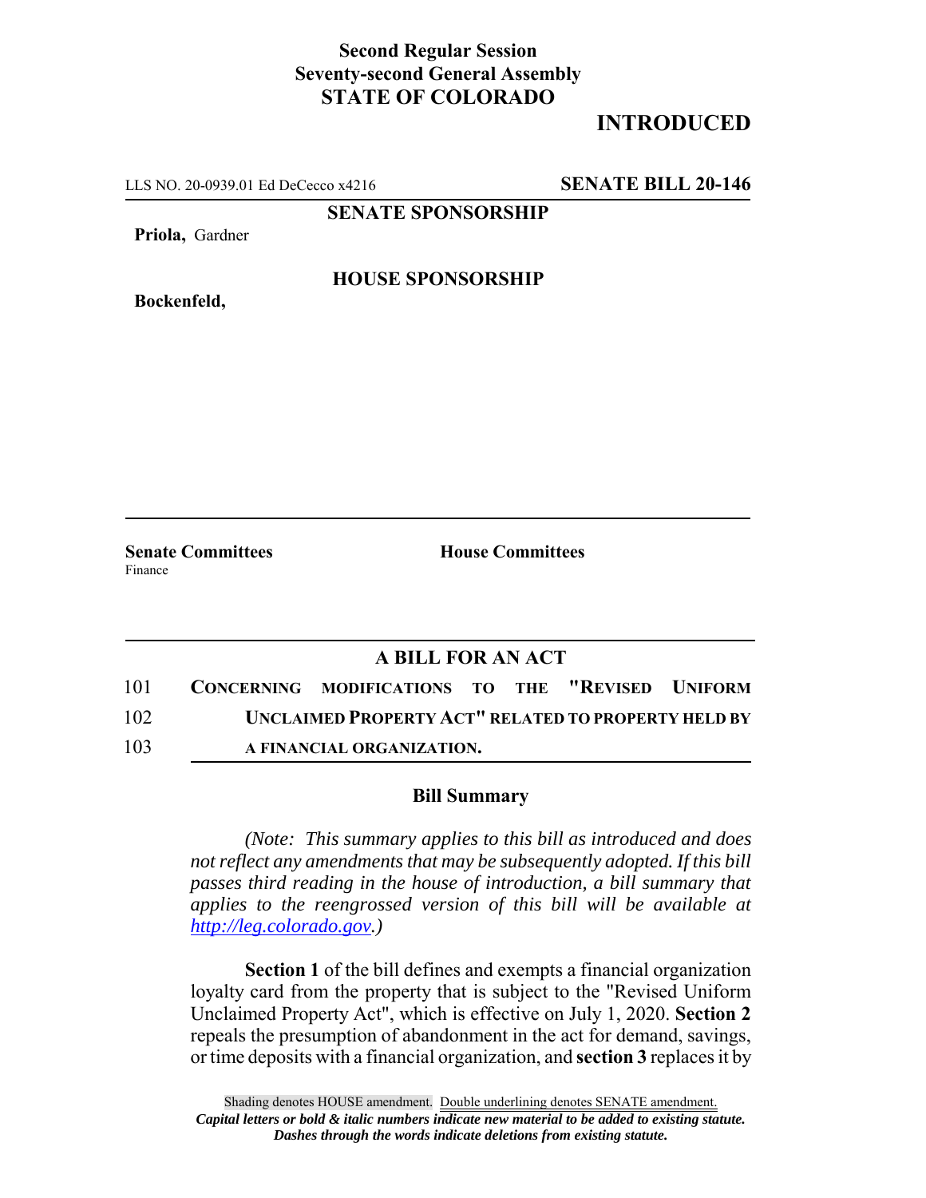**Second Regular Session**
**Seventy-second General Assembly**
**STATE OF COLORADO**

## INTRODUCTED

LLS NO. 20-0939.01 Ed DeCecco x4216 **SENATE BILL 20-146**

**SENATE SPONSORSHIP**

**Priola,** Gardner

**HOUSE SPONSORSHIP**

**Bockenfeld,**

**Senate Committees**
Finance

**House Committees**

### A BILL FOR AN ACT

101 **CONCERNING MODIFICATIONS TO THE "REVISED UNIFORM**
102 **UNCLAIMED PROPERTY ACT" RELATED TO PROPERTY HELD BY**
103 **A FINANCIAL ORGANIZATION.**

### Bill Summary

*(Note: This summary applies to this bill as introduced and does not reflect any amendments that may be subsequently adopted. If this bill passes third reading in the house of introduction, a bill summary that applies to the reengrossed version of this bill will be available at http://leg.colorado.gov.)*

**Section 1** of the bill defines and exempts a financial organization loyalty card from the property that is subject to the "Revised Uniform Unclaimed Property Act", which is effective on July 1, 2020. **Section 2** repeals the presumption of abandonment in the act for demand, savings, or time deposits with a financial organization, and **section 3** replaces it by

Shading denotes HOUSE amendment. Double underlining denotes SENATE amendment.
*Capital letters or bold & italic numbers indicate new material to be added to existing statute.*
*Dashes through the words indicate deletions from existing statute.*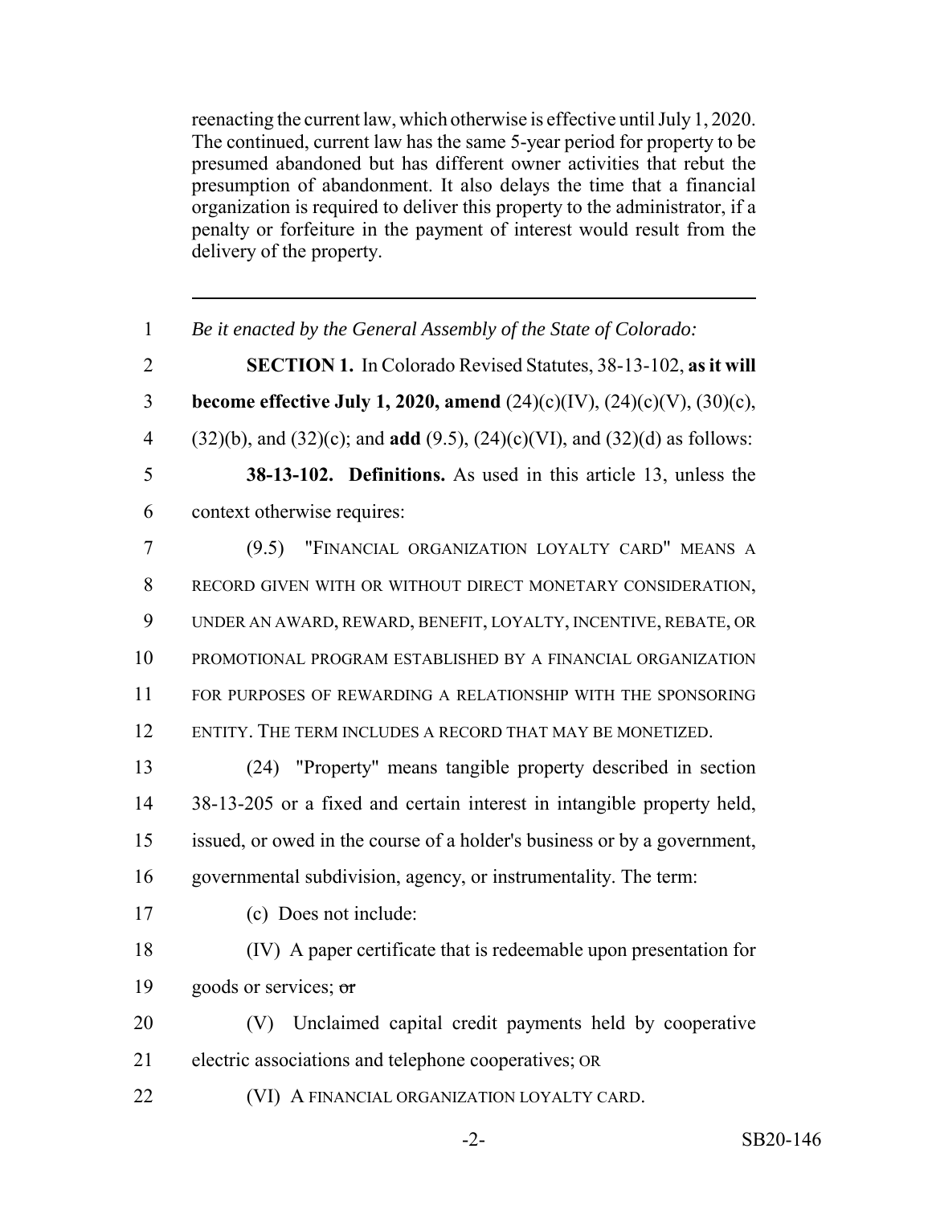reenacting the current law, which otherwise is effective until July 1, 2020. The continued, current law has the same 5-year period for property to be presumed abandoned but has different owner activities that rebut the presumption of abandonment. It also delays the time that a financial organization is required to deliver this property to the administrator, if a penalty or forfeiture in the payment of interest would result from the delivery of the property.

---

1 *Be it enacted by the General Assembly of the State of Colorado:*

2 **SECTION 1.** In Colorado Revised Statutes, 38-13-102, **as it will**
3 **become effective July 1, 2020, amend** (24)(c)(IV), (24)(c)(V), (30)(c),
4 (32)(b), and (32)(c); and **add** (9.5), (24)(c)(VI), and (32)(d) as follows:

5 **38-13-102. Definitions.** As used in this article 13, unless the
6 context otherwise requires:

7 (9.5) "FINANCIAL ORGANIZATION LOYALTY CARD" MEANS A
8 RECORD GIVEN WITH OR WITHOUT DIRECT MONETARY CONSIDERATION,
9 UNDER AN AWARD, REWARD, BENEFIT, LOYALTY, INCENTIVE, REBATE, OR
10 PROMOTIONAL PROGRAM ESTABLISHED BY A FINANCIAL ORGANIZATION
11 FOR PURPOSES OF REWARDING A RELATIONSHIP WITH THE SPONSORING
12 ENTITY. THE TERM INCLUDES A RECORD THAT MAY BE MONETIZED.

13 (24) "Property" means tangible property described in section
14 38-13-205 or a fixed and certain interest in intangible property held,
15 issued, or owed in the course of a holder's business or by a government,
16 governmental subdivision, agency, or instrumentality. The term:

17 (c) Does not include:

18 (IV) A paper certificate that is redeemable upon presentation for
19 goods or services; ~~or~~

20 (V) Unclaimed capital credit payments held by cooperative
21 electric associations and telephone cooperatives; OR

22 (VI) A FINANCIAL ORGANIZATION LOYALTY CARD.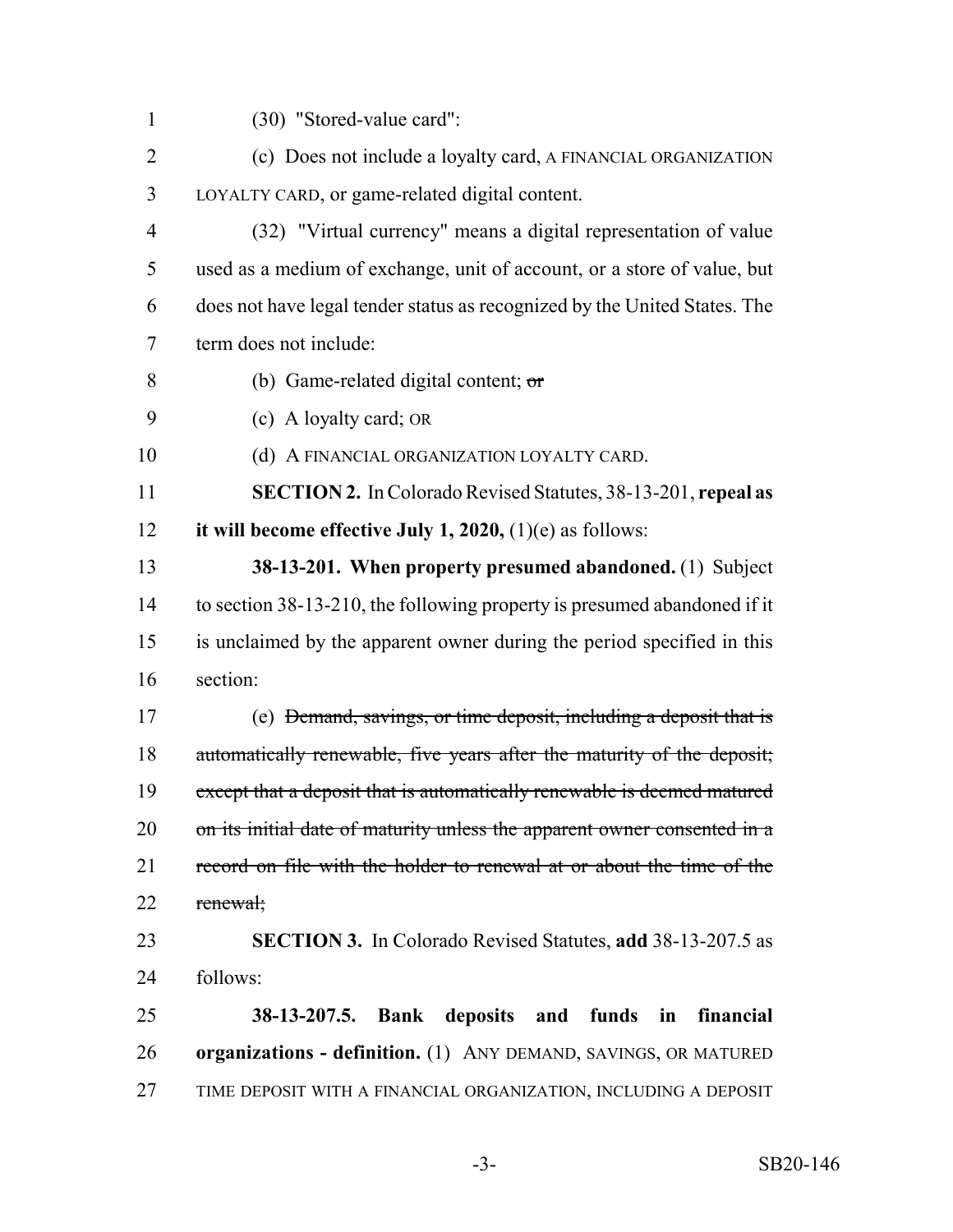(30) "Stored-value card":

(c) Does not include a loyalty card, A FINANCIAL ORGANIZATION LOYALTY CARD, or game-related digital content.

(32) "Virtual currency" means a digital representation of value used as a medium of exchange, unit of account, or a store of value, but does not have legal tender status as recognized by the United States. The term does not include:

(b) Game-related digital content; ~~or~~

(c) A loyalty card; OR

(d) A FINANCIAL ORGANIZATION LOYALTY CARD.

**SECTION 2.** In Colorado Revised Statutes, 38-13-201, **repeal as it will become effective July 1, 2020,** (1)(e) as follows:

**38-13-201. When property presumed abandoned.** (1) Subject to section 38-13-210, the following property is presumed abandoned if it is unclaimed by the apparent owner during the period specified in this section:

(e) ~~Demand, savings, or time deposit, including a deposit that is automatically renewable, five years after the maturity of the deposit; except that a deposit that is automatically renewable is deemed matured on its initial date of maturity unless the apparent owner consented in a record on file with the holder to renewal at or about the time of the renewal;~~

**SECTION 3.** In Colorado Revised Statutes, **add** 38-13-207.5 as follows:

**38-13-207.5. Bank deposits and funds in financial organizations - definition.** (1) ANY DEMAND, SAVINGS, OR MATURED TIME DEPOSIT WITH A FINANCIAL ORGANIZATION, INCLUDING A DEPOSIT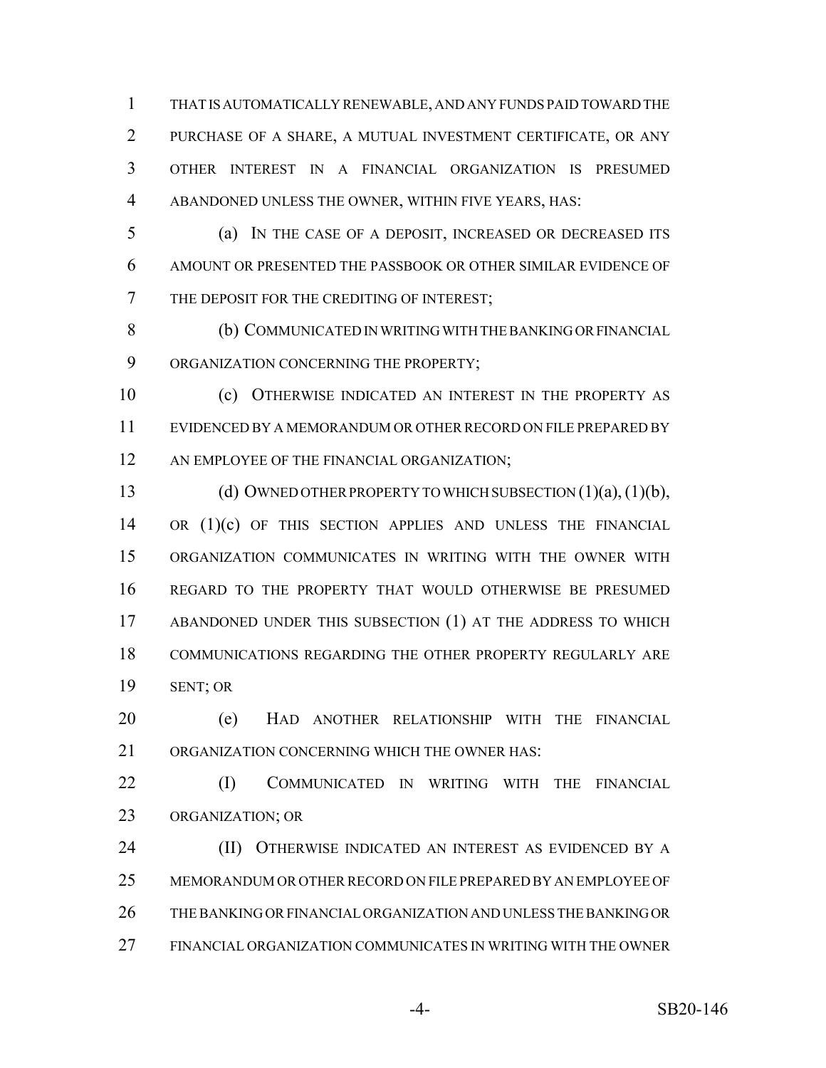THAT IS AUTOMATICALLY RENEWABLE, AND ANY FUNDS PAID TOWARD THE PURCHASE OF A SHARE, A MUTUAL INVESTMENT CERTIFICATE, OR ANY OTHER INTEREST IN A FINANCIAL ORGANIZATION IS PRESUMED ABANDONED UNLESS THE OWNER, WITHIN FIVE YEARS, HAS:

(a) IN THE CASE OF A DEPOSIT, INCREASED OR DECREASED ITS AMOUNT OR PRESENTED THE PASSBOOK OR OTHER SIMILAR EVIDENCE OF THE DEPOSIT FOR THE CREDITING OF INTEREST;

(b) COMMUNICATED IN WRITING WITH THE BANKING OR FINANCIAL ORGANIZATION CONCERNING THE PROPERTY;

(c) OTHERWISE INDICATED AN INTEREST IN THE PROPERTY AS EVIDENCED BY A MEMORANDUM OR OTHER RECORD ON FILE PREPARED BY AN EMPLOYEE OF THE FINANCIAL ORGANIZATION;

(d) OWNED OTHER PROPERTY TO WHICH SUBSECTION (1)(a), (1)(b), OR (1)(c) OF THIS SECTION APPLIES AND UNLESS THE FINANCIAL ORGANIZATION COMMUNICATES IN WRITING WITH THE OWNER WITH REGARD TO THE PROPERTY THAT WOULD OTHERWISE BE PRESUMED ABANDONED UNDER THIS SUBSECTION (1) AT THE ADDRESS TO WHICH COMMUNICATIONS REGARDING THE OTHER PROPERTY REGULARLY ARE SENT; OR

(e) HAD ANOTHER RELATIONSHIP WITH THE FINANCIAL ORGANIZATION CONCERNING WHICH THE OWNER HAS:

(I) COMMUNICATED IN WRITING WITH THE FINANCIAL ORGANIZATION; OR

(II) OTHERWISE INDICATED AN INTEREST AS EVIDENCED BY A MEMORANDUM OR OTHER RECORD ON FILE PREPARED BY AN EMPLOYEE OF THE BANKING OR FINANCIAL ORGANIZATION AND UNLESS THE BANKING OR FINANCIAL ORGANIZATION COMMUNICATES IN WRITING WITH THE OWNER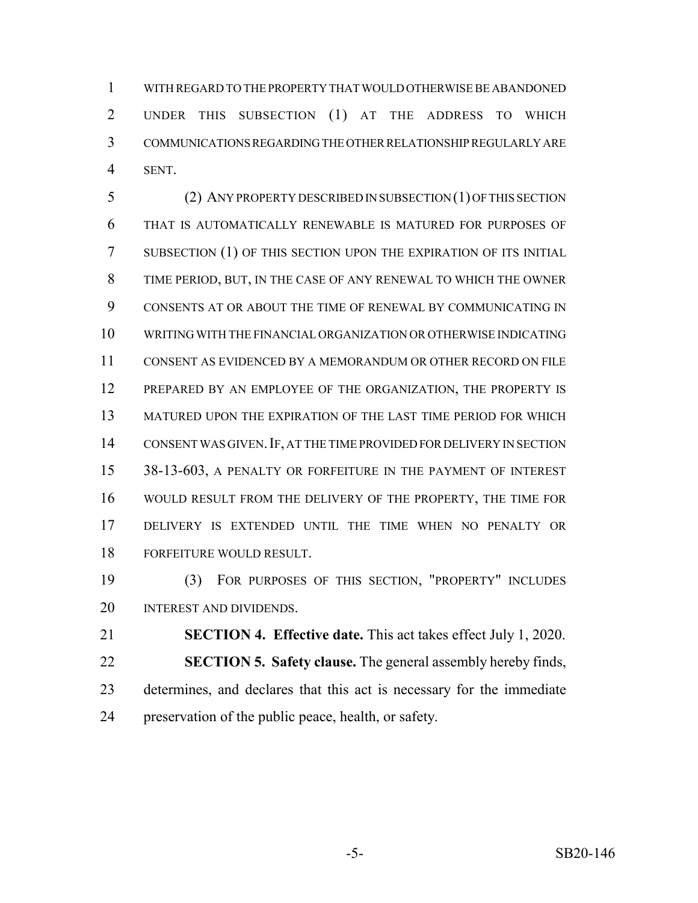WITH REGARD TO THE PROPERTY THAT WOULD OTHERWISE BE ABANDONED UNDER THIS SUBSECTION (1) AT THE ADDRESS TO WHICH COMMUNICATIONS REGARDING THE OTHER RELATIONSHIP REGULARLY ARE SENT.

(2) ANY PROPERTY DESCRIBED IN SUBSECTION (1) OF THIS SECTION THAT IS AUTOMATICALLY RENEWABLE IS MATURED FOR PURPOSES OF SUBSECTION (1) OF THIS SECTION UPON THE EXPIRATION OF ITS INITIAL TIME PERIOD, BUT, IN THE CASE OF ANY RENEWAL TO WHICH THE OWNER CONSENTS AT OR ABOUT THE TIME OF RENEWAL BY COMMUNICATING IN WRITING WITH THE FINANCIAL ORGANIZATION OR OTHERWISE INDICATING CONSENT AS EVIDENCED BY A MEMORANDUM OR OTHER RECORD ON FILE PREPARED BY AN EMPLOYEE OF THE ORGANIZATION, THE PROPERTY IS MATURED UPON THE EXPIRATION OF THE LAST TIME PERIOD FOR WHICH CONSENT WAS GIVEN. IF, AT THE TIME PROVIDED FOR DELIVERY IN SECTION 38-13-603, A PENALTY OR FORFEITURE IN THE PAYMENT OF INTEREST WOULD RESULT FROM THE DELIVERY OF THE PROPERTY, THE TIME FOR DELIVERY IS EXTENDED UNTIL THE TIME WHEN NO PENALTY OR FORFEITURE WOULD RESULT.

(3) FOR PURPOSES OF THIS SECTION, "PROPERTY" INCLUDES INTEREST AND DIVIDENDS.

**SECTION 4. Effective date.** This act takes effect July 1, 2020.

**SECTION 5. Safety clause.** The general assembly hereby finds, determines, and declares that this act is necessary for the immediate preservation of the public peace, health, or safety.